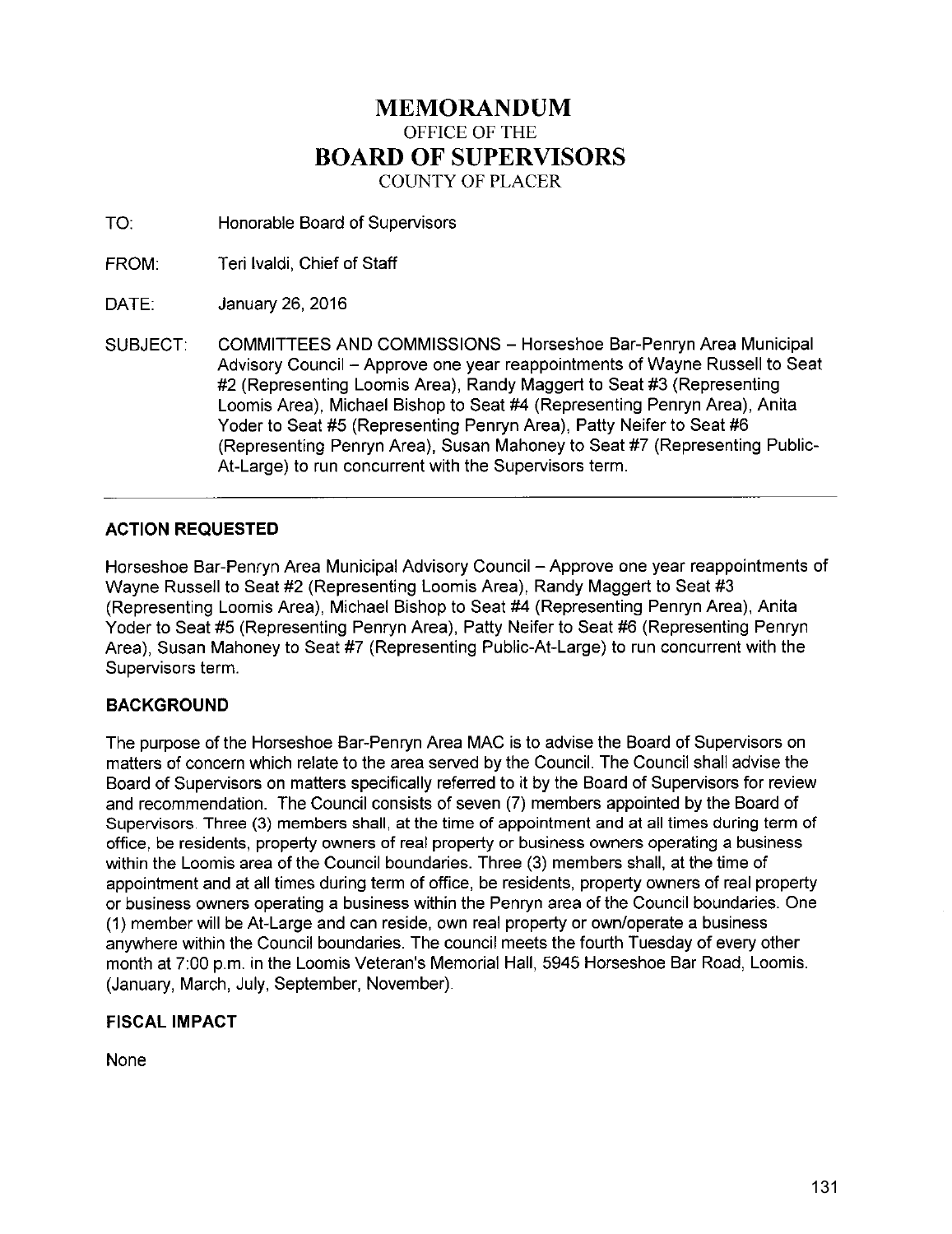# MEMORANDUM

OFFICE OF THE

# BOARD OF SUPERVISORS

COUNTY OF PLACER

TO: Honorable Board of Supervisors

FROM: Teri Ivaldi, Chief of Staff

DATE: January 26, 2016

SUBJECT: COMMITTEES AND COMMISSIONS – Horseshoe Bar-Penryn Area Municipal Advisory Council – Approve one year reappointments of Wayne Russell to Seat #2 (Representing Loomis Area), Randy Maggert to Seat #3 (Representing Loomis Area), Michael Bishop to Seat #4 (Representing Penryn Area), Anita Yoder to Seat #5 (Representing Penryn Area), Patty Neifer to Seat #6 (Representing Penryn Area), Susan Mahoney to Seat #7 (Representing Public-At-Large) to run concurrent with the Supervisors term.

---

## ACTION REQUESTED

Horseshoe Bar-Penryn Area Municipal Advisory Council – Approve one year reappointments of Wayne Russell to Seat #2 (Representing Loomis Area), Randy Maggert to Seat #3 (Representing Loomis Area), Michael Bishop to Seat #4 (Representing Penryn Area), Anita Yoder to Seat #5 (Representing Penryn Area), Patty Neifer to Seat #6 (Representing Penryn Area), Susan Mahoney to Seat #7 (Representing Public-At-Large) to run concurrent with the Supervisors term.

## BACKGROUND

The purpose of the Horseshoe Bar-Penryn Area MAC is to advise the Board of Supervisors on matters of concern which relate to the area served by the Council. The Council shall advise the Board of Supervisors on matters specifically referred to it by the Board of Supervisors for review and recommendation. The Council consists of seven (7) members appointed by the Board of Supervisors. Three (3) members shall, at the time of appointment and at all times during term of office, be residents, property owners of real property or business owners operating a business within the Loomis area of the Council boundaries. Three (3) members shall, at the time of appointment and at all times during term of office, be residents, property owners of real property or business owners operating a business within the Penryn area of the Council boundaries. One (1) member will be At-Large and can reside, own real property or own/operate a business anywhere within the Council boundaries. The council meets the fourth Tuesday of every other month at 7:00 p.m. in the Loomis Veteran's Memorial Hall, 5945 Horseshoe Bar Road, Loomis. (January, March, July, September, November).

## FISCAL IMPACT

None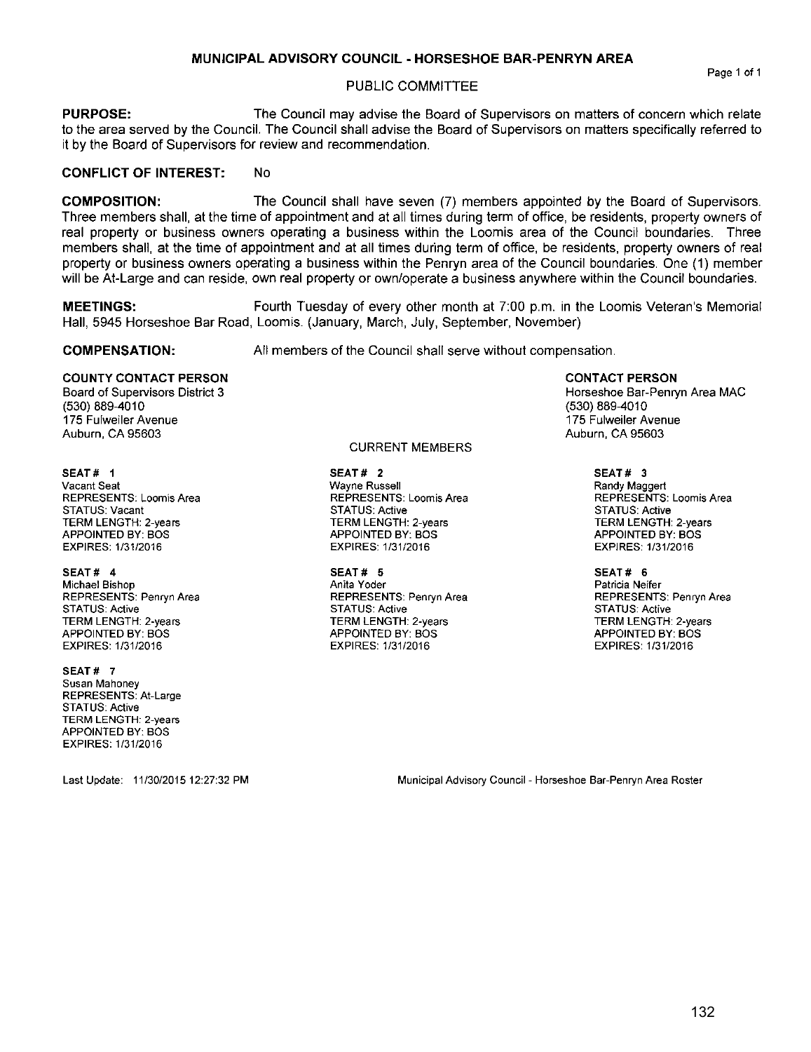# MUNICIPAL ADVISORY COUNCIL - HORSESHOE BAR-PENRYN AREA

## PUBLIC COMMITTEE

**PURPOSE:** The Council may advise the Board of Supervisors on matters of concern which relate to the area served by the Council. The Council shall advise the Board of Supervisors on matters specifically referred to it by the Board of Supervisors for review and recommendation.

**CONFLICT OF INTEREST:** No

**COMPOSITION:** The Council shall have seven (7) members appointed by the Board of Supervisors. Three members shall, at the time of appointment and at all times during term of office, be residents, property owners of real property or business owners operating a business within the Loomis area of the Council boundaries. Three members shall, at the time of appointment and at all times during term of office, be residents, property owners of real property or business owners operating a business within the Penryn area of the Council boundaries. One (1) member will be At-Large and can reside, own real property or own/operate a business anywhere within the Council boundaries.

**MEETINGS:** Fourth Tuesday of every other month at 7:00 p.m. in the Loomis Veteran's Memorial Hall, 5945 Horseshoe Bar Road, Loomis. (January, March, July, September, November)

**COMPENSATION:** All members of the Council shall serve without compensation.

**COUNTY CONTACT PERSON**
Board of Supervisors District 3
(530) 889-4010
175 Fulweiler Avenue
Auburn, CA 95603

**CONTACT PERSON**
Horseshoe Bar-Penryn Area MAC
(530) 889-4010
175 Fulweiler Avenue
Auburn, CA 95603

### CURRENT MEMBERS

**SEAT # 1**
Vacant Seat
REPRESENTS: Loomis Area
STATUS: Vacant
TERM LENGTH: 2-years
APPOINTED BY: BOS
EXPIRES: 1/31/2016

**SEAT # 2**
Wayne Russell
REPRESENTS: Loomis Area
STATUS: Active
TERM LENGTH: 2-years
APPOINTED BY: BOS
EXPIRES: 1/31/2016

**SEAT # 3**
Randy Maggert
REPRESENTS: Loomis Area
STATUS: Active
TERM LENGTH: 2-years
APPOINTED BY: BOS
EXPIRES: 1/31/2016

**SEAT # 4**
Michael Bishop
REPRESENTS: Penryn Area
STATUS: Active
TERM LENGTH: 2-years
APPOINTED BY: BOS
EXPIRES: 1/31/2016

**SEAT # 5**
Anita Yoder
REPRESENTS: Penryn Area
STATUS: Active
TERM LENGTH: 2-years
APPOINTED BY: BOS
EXPIRES: 1/31/2016

**SEAT # 6**
Patricia Neifer
REPRESENTS: Penryn Area
STATUS: Active
TERM LENGTH: 2-years
APPOINTED BY: BOS
EXPIRES: 1/31/2016

**SEAT # 7**
Susan Mahoney
REPRESENTS: At-Large
STATUS: Active
TERM LENGTH: 2-years
APPOINTED BY: BOS
EXPIRES: 1/31/2016

Last Update: 11/30/2015 12:27:32 PM

Municipal Advisory Council - Horseshoe Bar-Penryn Area Roster